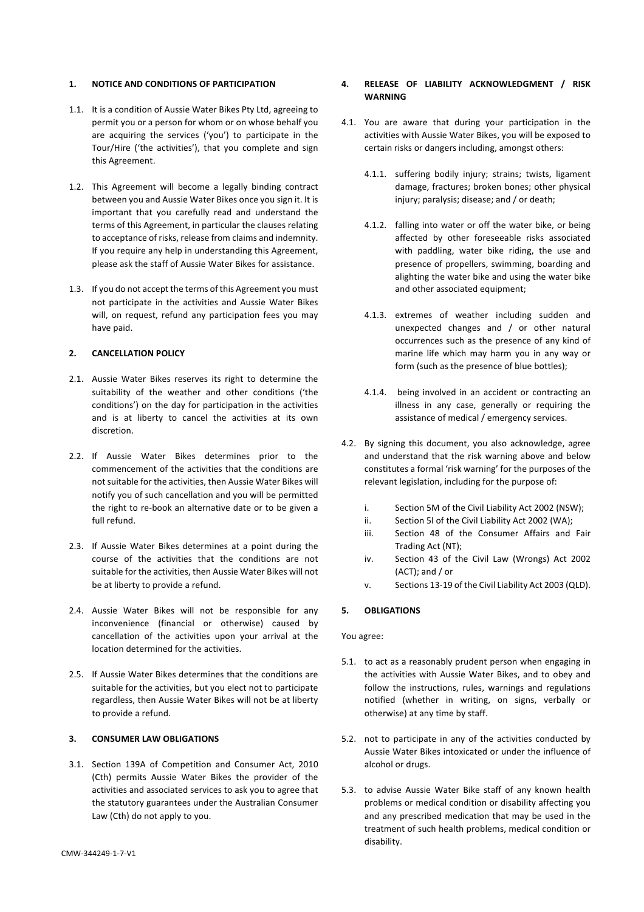## 1. NOTICE AND CONDITIONS OF PARTICIPATION

1.1. It is a condition of Aussie Water Bikes Pty Ltd, agreeing to permit you or a person for whom or on whose behalf you are acquiring the services ('you') to participate in the Tour/Hire ('the activities'), that you complete and sign this Agreement.

1.2. This Agreement will become a legally binding contract between you and Aussie Water Bikes once you sign it. It is important that you carefully read and understand the terms of this Agreement, in particular the clauses relating to acceptance of risks, release from claims and indemnity. If you require any help in understanding this Agreement, please ask the staff of Aussie Water Bikes for assistance.

1.3. If you do not accept the terms of this Agreement you must not participate in the activities and Aussie Water Bikes will, on request, refund any participation fees you may have paid.

## 2. CANCELLATION POLICY

2.1. Aussie Water Bikes reserves its right to determine the suitability of the weather and other conditions ('the conditions') on the day for participation in the activities and is at liberty to cancel the activities at its own discretion.

2.2. If Aussie Water Bikes determines prior to the commencement of the activities that the conditions are not suitable for the activities, then Aussie Water Bikes will notify you of such cancellation and you will be permitted the right to re-book an alternative date or to be given a full refund.

2.3. If Aussie Water Bikes determines at a point during the course of the activities that the conditions are not suitable for the activities, then Aussie Water Bikes will not be at liberty to provide a refund.

2.4. Aussie Water Bikes will not be responsible for any inconvenience (financial or otherwise) caused by cancellation of the activities upon your arrival at the location determined for the activities.

2.5. If Aussie Water Bikes determines that the conditions are suitable for the activities, but you elect not to participate regardless, then Aussie Water Bikes will not be at liberty to provide a refund.

## 3. CONSUMER LAW OBLIGATIONS

3.1. Section 139A of Competition and Consumer Act, 2010 (Cth) permits Aussie Water Bikes the provider of the activities and associated services to ask you to agree that the statutory guarantees under the Australian Consumer Law (Cth) do not apply to you.

## 4. RELEASE OF LIABILITY ACKNOWLEDGMENT / RISK WARNING

4.1. You are aware that during your participation in the activities with Aussie Water Bikes, you will be exposed to certain risks or dangers including, amongst others:

4.1.1. suffering bodily injury; strains; twists, ligament damage, fractures; broken bones; other physical injury; paralysis; disease; and / or death;

4.1.2. falling into water or off the water bike, or being affected by other foreseeable risks associated with paddling, water bike riding, the use and presence of propellers, swimming, boarding and alighting the water bike and using the water bike and other associated equipment;

4.1.3. extremes of weather including sudden and unexpected changes and / or other natural occurrences such as the presence of any kind of marine life which may harm you in any way or form (such as the presence of blue bottles);

4.1.4. being involved in an accident or contracting an illness in any case, generally or requiring the assistance of medical / emergency services.

4.2. By signing this document, you also acknowledge, agree and understand that the risk warning above and below constitutes a formal 'risk warning' for the purposes of the relevant legislation, including for the purpose of:

i. Section 5M of the Civil Liability Act 2002 (NSW);
ii. Section 5l of the Civil Liability Act 2002 (WA);
iii. Section 48 of the Consumer Affairs and Fair Trading Act (NT);
iv. Section 43 of the Civil Law (Wrongs) Act 2002 (ACT); and / or
v. Sections 13-19 of the Civil Liability Act 2003 (QLD).

## 5. OBLIGATIONS

You agree:

5.1. to act as a reasonably prudent person when engaging in the activities with Aussie Water Bikes, and to obey and follow the instructions, rules, warnings and regulations notified (whether in writing, on signs, verbally or otherwise) at any time by staff.

5.2. not to participate in any of the activities conducted by Aussie Water Bikes intoxicated or under the influence of alcohol or drugs.

5.3. to advise Aussie Water Bike staff of any known health problems or medical condition or disability affecting you and any prescribed medication that may be used in the treatment of such health problems, medical condition or disability.

CMW-344249-1-7-V1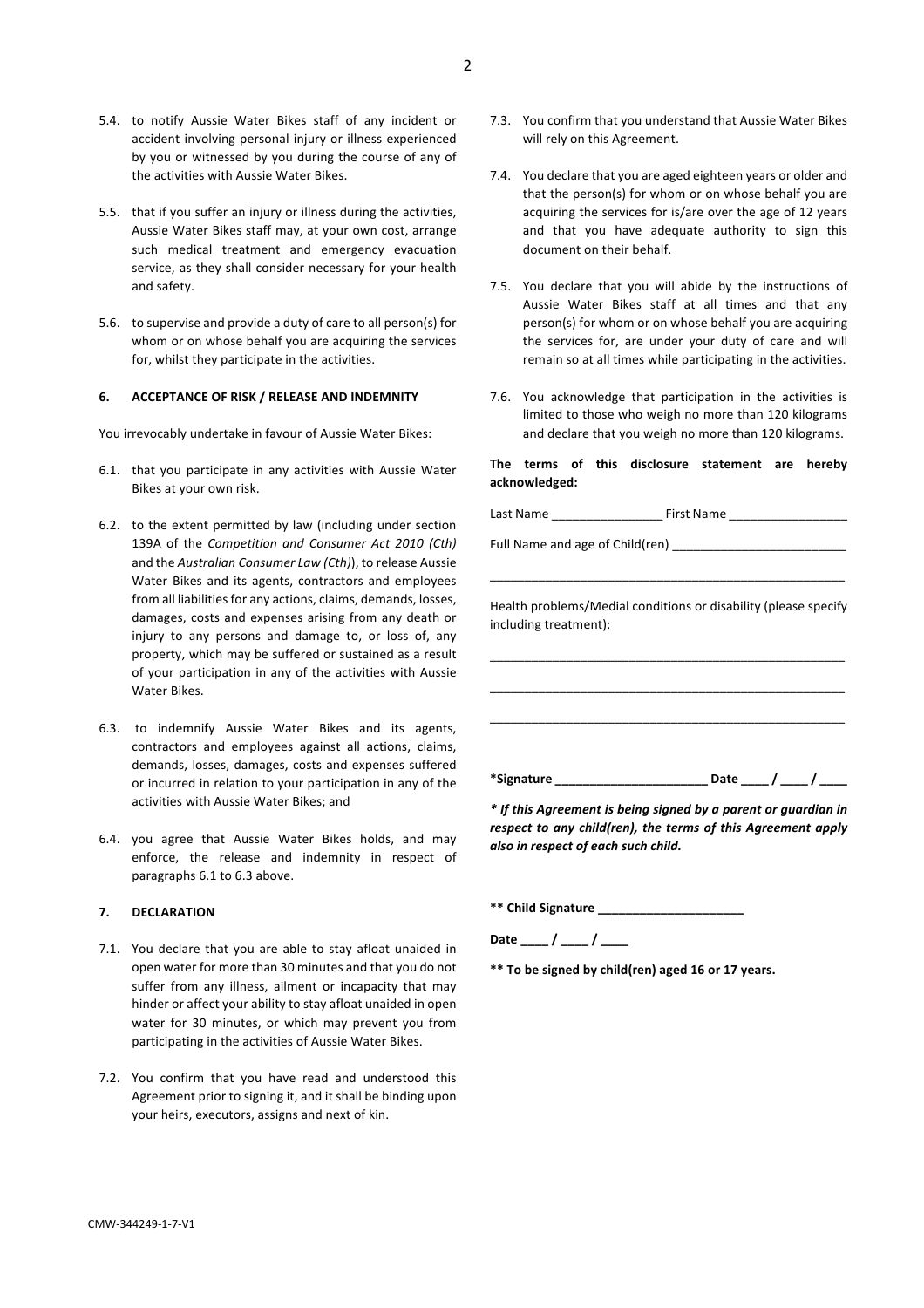5.4. to notify Aussie Water Bikes staff of any incident or accident involving personal injury or illness experienced by you or witnessed by you during the course of any of the activities with Aussie Water Bikes.

5.5. that if you suffer an injury or illness during the activities, Aussie Water Bikes staff may, at your own cost, arrange such medical treatment and emergency evacuation service, as they shall consider necessary for your health and safety.

5.6. to supervise and provide a duty of care to all person(s) for whom or on whose behalf you are acquiring the services for, whilst they participate in the activities.

## 6. ACCEPTANCE OF RISK / RELEASE AND INDEMNITY

You irrevocably undertake in favour of Aussie Water Bikes:

6.1. that you participate in any activities with Aussie Water Bikes at your own risk.

6.2. to the extent permitted by law (including under section 139A of the *Competition and Consumer Act 2010 (Cth)* and the *Australian Consumer Law (Cth)*), to release Aussie Water Bikes and its agents, contractors and employees from all liabilities for any actions, claims, demands, losses, damages, costs and expenses arising from any death or injury to any persons and damage to, or loss of, any property, which may be suffered or sustained as a result of your participation in any of the activities with Aussie Water Bikes.

6.3. to indemnify Aussie Water Bikes and its agents, contractors and employees against all actions, claims, demands, losses, damages, costs and expenses suffered or incurred in relation to your participation in any of the activities with Aussie Water Bikes; and

6.4. you agree that Aussie Water Bikes holds, and may enforce, the release and indemnity in respect of paragraphs 6.1 to 6.3 above.

## 7. DECLARATION

7.1. You declare that you are able to stay afloat unaided in open water for more than 30 minutes and that you do not suffer from any illness, ailment or incapacity that may hinder or affect your ability to stay afloat unaided in open water for 30 minutes, or which may prevent you from participating in the activities of Aussie Water Bikes.

7.2. You confirm that you have read and understood this Agreement prior to signing it, and it shall be binding upon your heirs, executors, assigns and next of kin.

7.3. You confirm that you understand that Aussie Water Bikes will rely on this Agreement.

7.4. You declare that you are aged eighteen years or older and that the person(s) for whom or on whose behalf you are acquiring the services for is/are over the age of 12 years and that you have adequate authority to sign this document on their behalf.

7.5. You declare that you will abide by the instructions of Aussie Water Bikes staff at all times and that any person(s) for whom or on whose behalf you are acquiring the services for, are under your duty of care and will remain so at all times while participating in the activities.

7.6. You acknowledge that participation in the activities is limited to those who weigh no more than 120 kilograms and declare that you weigh no more than 120 kilograms.

**The terms of this disclosure statement are hereby acknowledged:**

Last Name ________________ First Name _________________

Full Name and age of Child(ren) _________________________

_____________________________________________________

Health problems/Medial conditions or disability (please specify including treatment):

_____________________________________________________

_____________________________________________________

_____________________________________________________

**\*Signature ______________________ Date ____ / ____ / ____**

***\* If this Agreement is being signed by a parent or guardian in respect to any child(ren), the terms of this Agreement apply also in respect of each such child.***

**\*\* Child Signature _____________________**

**Date ____ / ____ / ____**

**\*\* To be signed by child(ren) aged 16 or 17 years.**